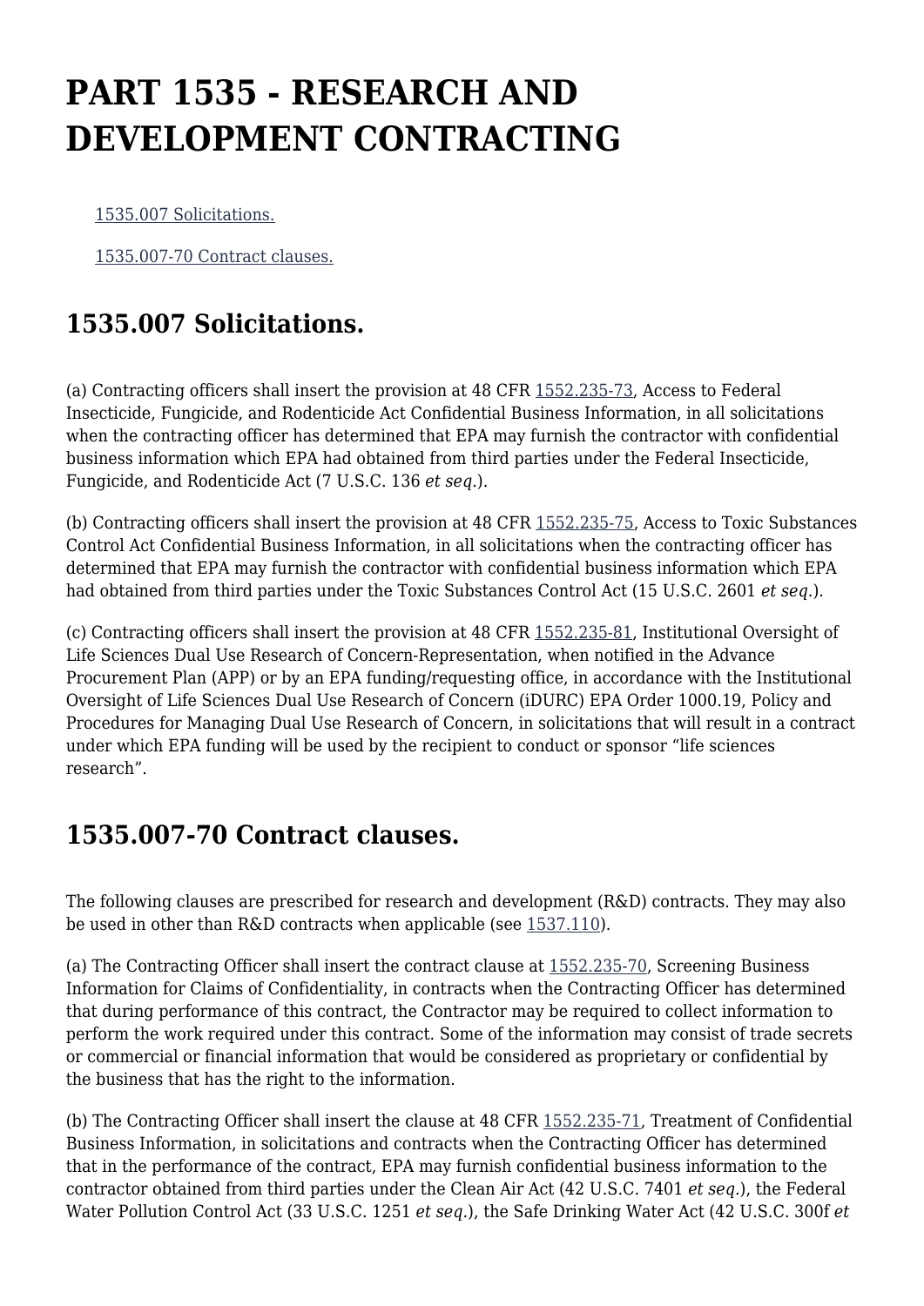# PART 1535 - RESEARCH AND DEVELOPMENT CONTRACTING

1535.007 Solicitations.

1535.007-70 Contract clauses.

## 1535.007 Solicitations.

(a) Contracting officers shall insert the provision at 48 CFR 1552.235-73, Access to Federal Insecticide, Fungicide, and Rodenticide Act Confidential Business Information, in all solicitations when the contracting officer has determined that EPA may furnish the contractor with confidential business information which EPA had obtained from third parties under the Federal Insecticide, Fungicide, and Rodenticide Act (7 U.S.C. 136 *et seq.*).

(b) Contracting officers shall insert the provision at 48 CFR 1552.235-75, Access to Toxic Substances Control Act Confidential Business Information, in all solicitations when the contracting officer has determined that EPA may furnish the contractor with confidential business information which EPA had obtained from third parties under the Toxic Substances Control Act (15 U.S.C. 2601 *et seq.*).

(c) Contracting officers shall insert the provision at 48 CFR 1552.235-81, Institutional Oversight of Life Sciences Dual Use Research of Concern-Representation, when notified in the Advance Procurement Plan (APP) or by an EPA funding/requesting office, in accordance with the Institutional Oversight of Life Sciences Dual Use Research of Concern (iDURC) EPA Order 1000.19, Policy and Procedures for Managing Dual Use Research of Concern, in solicitations that will result in a contract under which EPA funding will be used by the recipient to conduct or sponsor "life sciences research".

## 1535.007-70 Contract clauses.

The following clauses are prescribed for research and development (R&D) contracts. They may also be used in other than R&D contracts when applicable (see 1537.110).

(a) The Contracting Officer shall insert the contract clause at 1552.235-70, Screening Business Information for Claims of Confidentiality, in contracts when the Contracting Officer has determined that during performance of this contract, the Contractor may be required to collect information to perform the work required under this contract. Some of the information may consist of trade secrets or commercial or financial information that would be considered as proprietary or confidential by the business that has the right to the information.

(b) The Contracting Officer shall insert the clause at 48 CFR 1552.235-71, Treatment of Confidential Business Information, in solicitations and contracts when the Contracting Officer has determined that in the performance of the contract, EPA may furnish confidential business information to the contractor obtained from third parties under the Clean Air Act (42 U.S.C. 7401 *et seq.*), the Federal Water Pollution Control Act (33 U.S.C. 1251 *et seq.*), the Safe Drinking Water Act (42 U.S.C. 300f *et*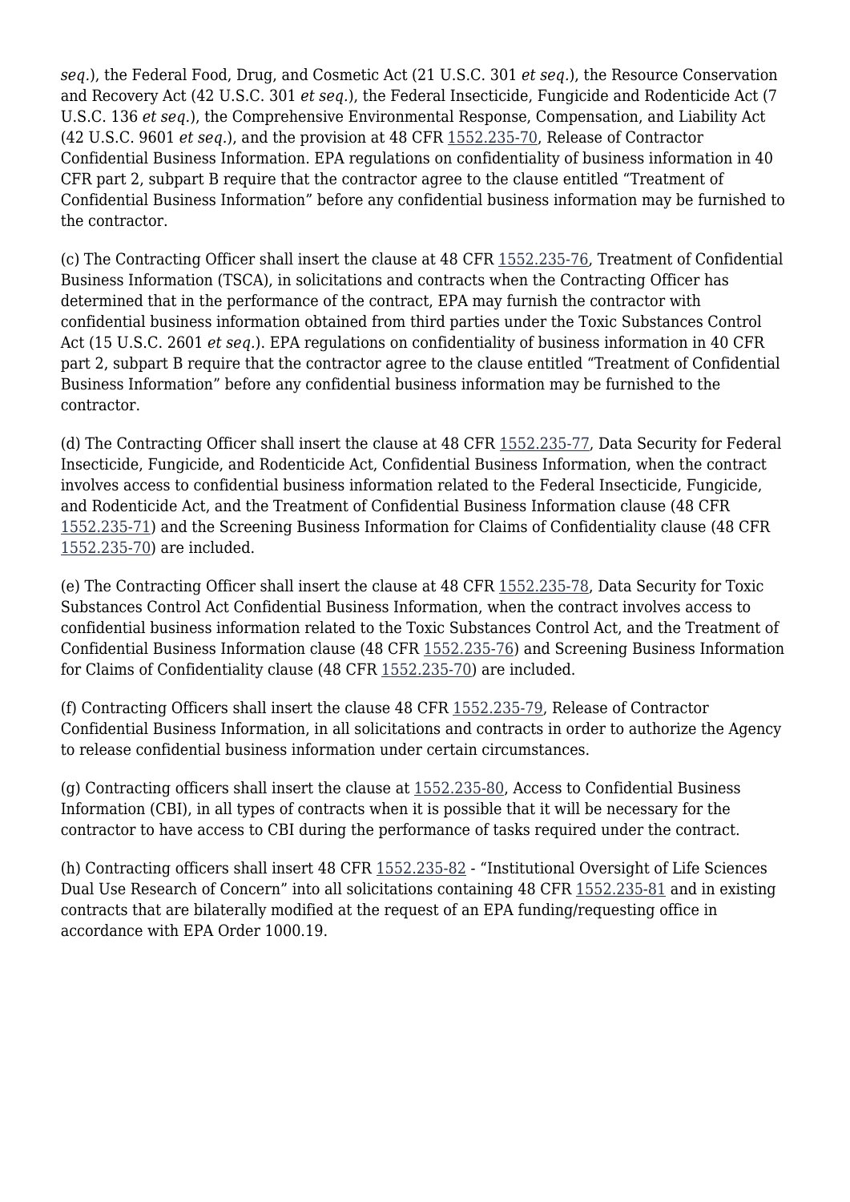*seq.*), the Federal Food, Drug, and Cosmetic Act (21 U.S.C. 301 *et seq.*), the Resource Conservation and Recovery Act (42 U.S.C. 301 *et seq.*), the Federal Insecticide, Fungicide and Rodenticide Act (7 U.S.C. 136 *et seq.*), the Comprehensive Environmental Response, Compensation, and Liability Act (42 U.S.C. 9601 *et seq.*), and the provision at 48 CFR 1552.235-70, Release of Contractor Confidential Business Information. EPA regulations on confidentiality of business information in 40 CFR part 2, subpart B require that the contractor agree to the clause entitled "Treatment of Confidential Business Information" before any confidential business information may be furnished to the contractor.

(c) The Contracting Officer shall insert the clause at 48 CFR 1552.235-76, Treatment of Confidential Business Information (TSCA), in solicitations and contracts when the Contracting Officer has determined that in the performance of the contract, EPA may furnish the contractor with confidential business information obtained from third parties under the Toxic Substances Control Act (15 U.S.C. 2601 *et seq.*). EPA regulations on confidentiality of business information in 40 CFR part 2, subpart B require that the contractor agree to the clause entitled "Treatment of Confidential Business Information" before any confidential business information may be furnished to the contractor.

(d) The Contracting Officer shall insert the clause at 48 CFR 1552.235-77, Data Security for Federal Insecticide, Fungicide, and Rodenticide Act, Confidential Business Information, when the contract involves access to confidential business information related to the Federal Insecticide, Fungicide, and Rodenticide Act, and the Treatment of Confidential Business Information clause (48 CFR 1552.235-71) and the Screening Business Information for Claims of Confidentiality clause (48 CFR 1552.235-70) are included.

(e) The Contracting Officer shall insert the clause at 48 CFR 1552.235-78, Data Security for Toxic Substances Control Act Confidential Business Information, when the contract involves access to confidential business information related to the Toxic Substances Control Act, and the Treatment of Confidential Business Information clause (48 CFR 1552.235-76) and Screening Business Information for Claims of Confidentiality clause (48 CFR 1552.235-70) are included.

(f) Contracting Officers shall insert the clause 48 CFR 1552.235-79, Release of Contractor Confidential Business Information, in all solicitations and contracts in order to authorize the Agency to release confidential business information under certain circumstances.

(g) Contracting officers shall insert the clause at 1552.235-80, Access to Confidential Business Information (CBI), in all types of contracts when it is possible that it will be necessary for the contractor to have access to CBI during the performance of tasks required under the contract.

(h) Contracting officers shall insert 48 CFR 1552.235-82 - "Institutional Oversight of Life Sciences Dual Use Research of Concern" into all solicitations containing 48 CFR 1552.235-81 and in existing contracts that are bilaterally modified at the request of an EPA funding/requesting office in accordance with EPA Order 1000.19.